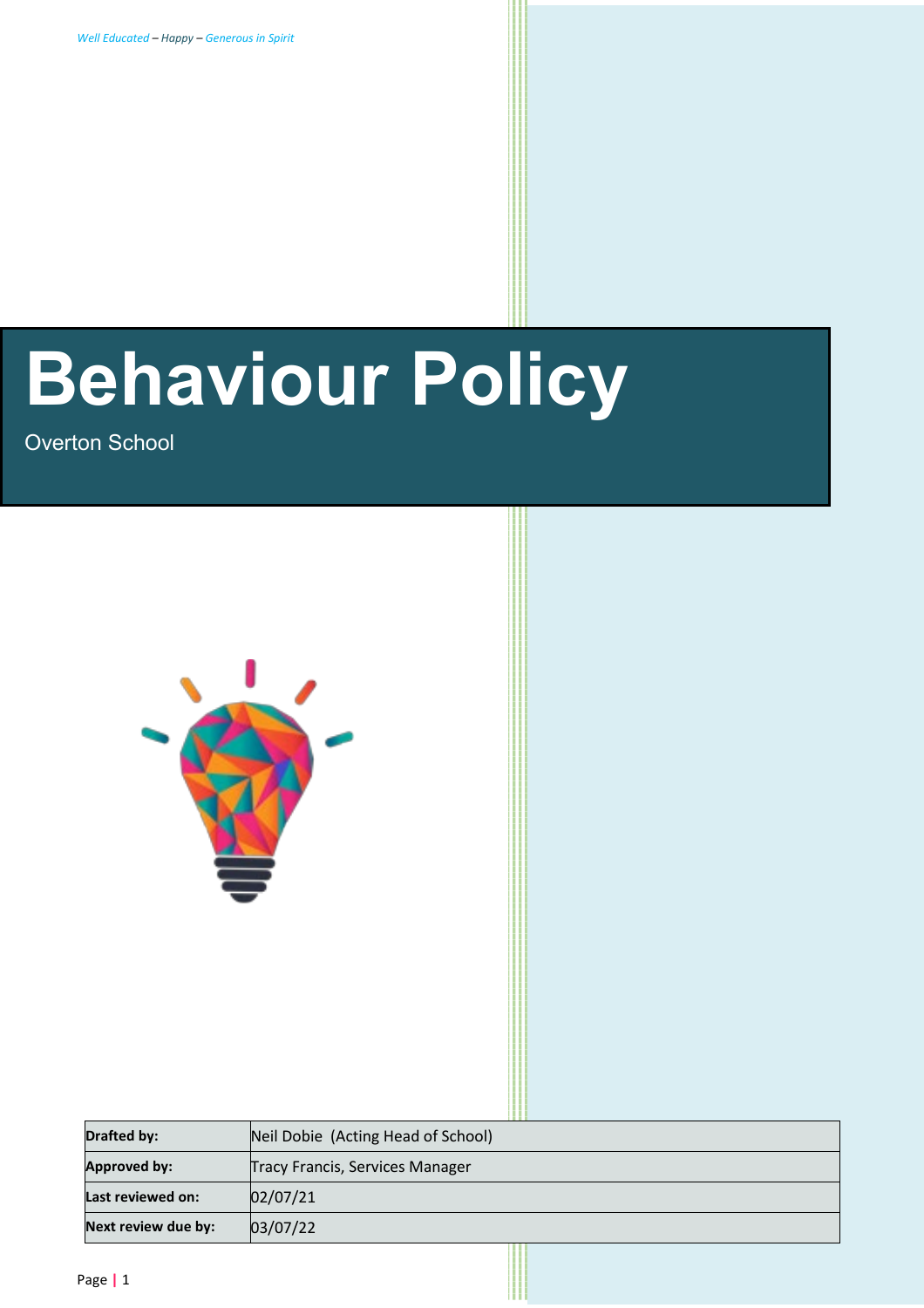*Well Educated – Happy – Generous in Spirit*

# Behaviour Policy

Overton School

| **Drafted by:** | Neil Dobie (Acting Head of School) |
|---|---|
| **Approved by:** | Tracy Francis, Services Manager |
| **Last reviewed on:** | 02/07/21 |
| **Next review due by:** | 03/07/22 |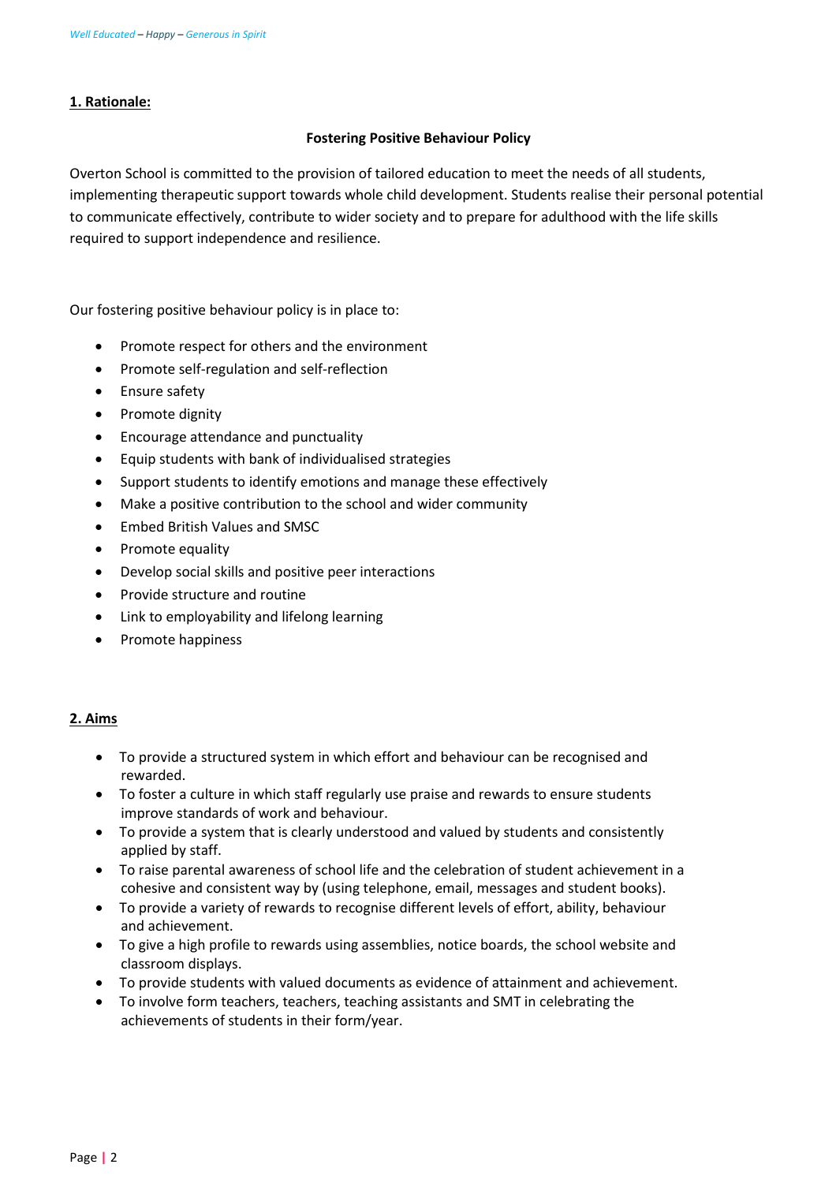## 1. Rationale:

**Fostering Positive Behaviour Policy**

Overton School is committed to the provision of tailored education to meet the needs of all students, implementing therapeutic support towards whole child development. Students realise their personal potential to communicate effectively, contribute to wider society and to prepare for adulthood with the life skills required to support independence and resilience.

Our fostering positive behaviour policy is in place to:

- Promote respect for others and the environment
- Promote self-regulation and self-reflection
- Ensure safety
- Promote dignity
- Encourage attendance and punctuality
- Equip students with bank of individualised strategies
- Support students to identify emotions and manage these effectively
- Make a positive contribution to the school and wider community
- Embed British Values and SMSC
- Promote equality
- Develop social skills and positive peer interactions
- Provide structure and routine
- Link to employability and lifelong learning
- Promote happiness

## 2. Aims

- To provide a structured system in which effort and behaviour can be recognised and rewarded.
- To foster a culture in which staff regularly use praise and rewards to ensure students improve standards of work and behaviour.
- To provide a system that is clearly understood and valued by students and consistently applied by staff.
- To raise parental awareness of school life and the celebration of student achievement in a cohesive and consistent way by (using telephone, email, messages and student books).
- To provide a variety of rewards to recognise different levels of effort, ability, behaviour and achievement.
- To give a high profile to rewards using assemblies, notice boards, the school website and classroom displays.
- To provide students with valued documents as evidence of attainment and achievement.
- To involve form teachers, teachers, teaching assistants and SMT in celebrating the achievements of students in their form/year.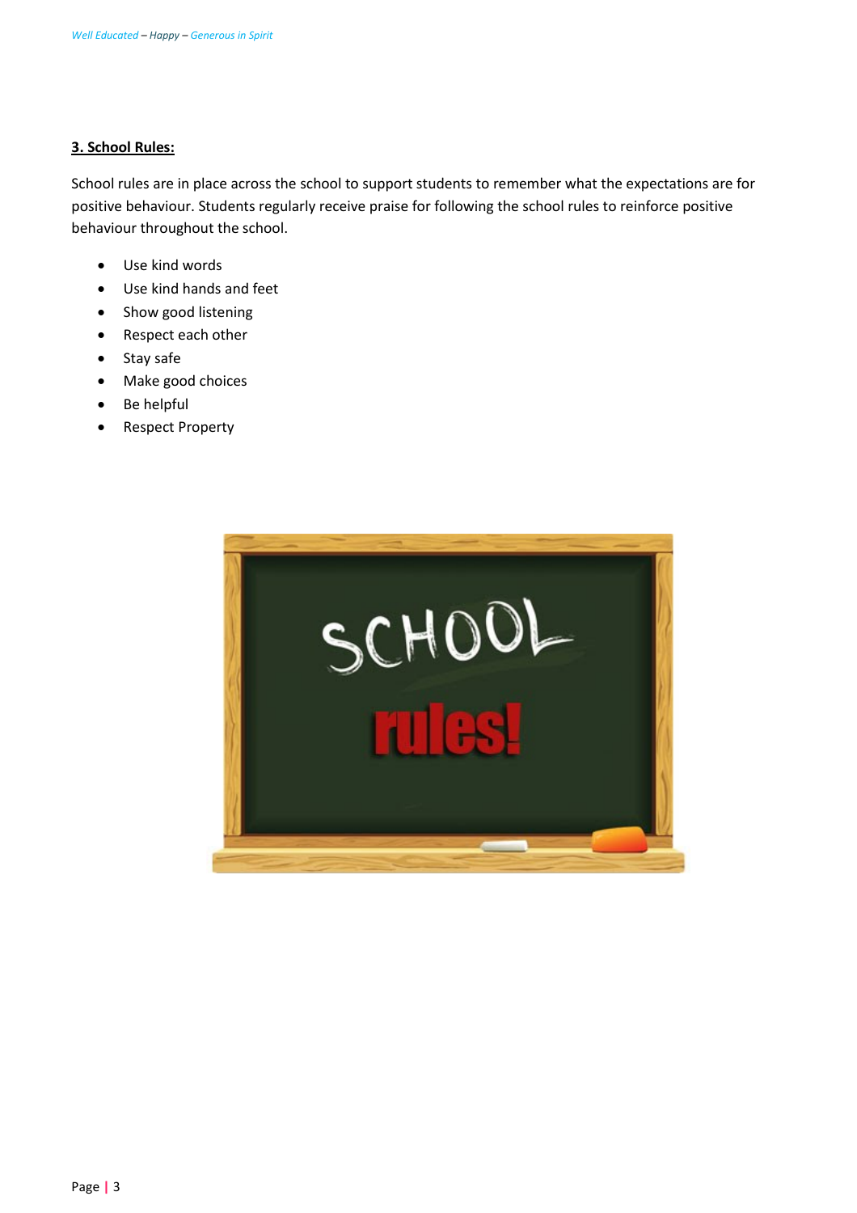## 3. School Rules:

School rules are in place across the school to support students to remember what the expectations are for positive behaviour. Students regularly receive praise for following the school rules to reinforce positive behaviour throughout the school.

- Use kind words
- Use kind hands and feet
- Show good listening
- Respect each other
- Stay safe
- Make good choices
- Be helpful
- Respect Property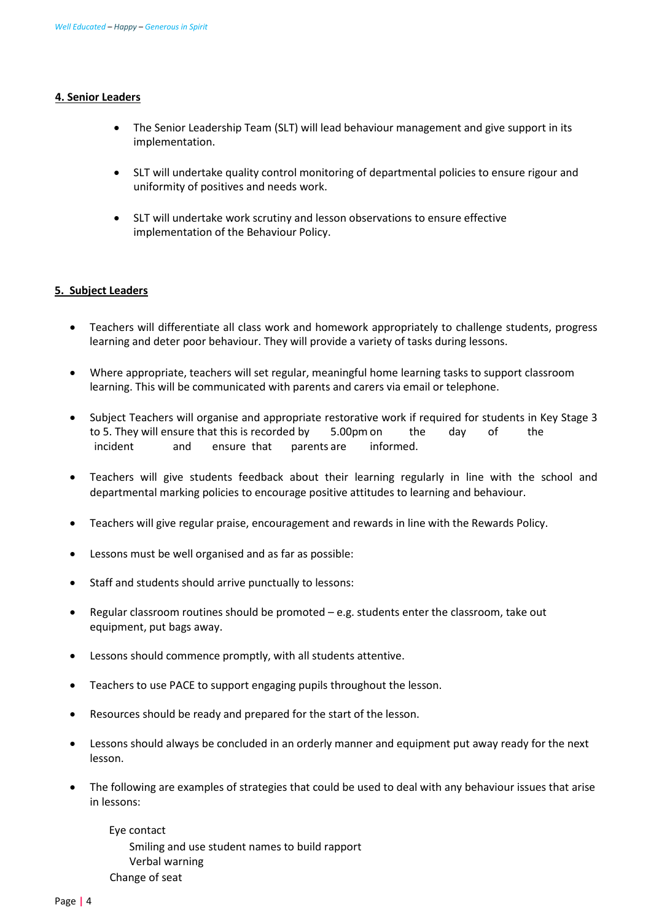**4. Senior Leaders**

- The Senior Leadership Team (SLT) will lead behaviour management and give support in its implementation.
- SLT will undertake quality control monitoring of departmental policies to ensure rigour and uniformity of positives and needs work.
- SLT will undertake work scrutiny and lesson observations to ensure effective implementation of the Behaviour Policy.

**5. Subject Leaders**

- Teachers will differentiate all class work and homework appropriately to challenge students, progress learning and deter poor behaviour. They will provide a variety of tasks during lessons.
- Where appropriate, teachers will set regular, meaningful home learning tasks to support classroom learning. This will be communicated with parents and carers via email or telephone.
- Subject Teachers will organise and appropriate restorative work if required for students in Key Stage 3 to 5. They will ensure that this is recorded by 5.00pm on the day of the incident and ensure that parents are informed.
- Teachers will give students feedback about their learning regularly in line with the school and departmental marking policies to encourage positive attitudes to learning and behaviour.
- Teachers will give regular praise, encouragement and rewards in line with the Rewards Policy.
- Lessons must be well organised and as far as possible:
- Staff and students should arrive punctually to lessons:
- Regular classroom routines should be promoted – e.g. students enter the classroom, take out equipment, put bags away.
- Lessons should commence promptly, with all students attentive.
- Teachers to use PACE to support engaging pupils throughout the lesson.
- Resources should be ready and prepared for the start of the lesson.
- Lessons should always be concluded in an orderly manner and equipment put away ready for the next lesson.
- The following are examples of strategies that could be used to deal with any behaviour issues that arise in lessons:

  Eye contact
  Smiling and use student names to build rapport
  Verbal warning
  Change of seat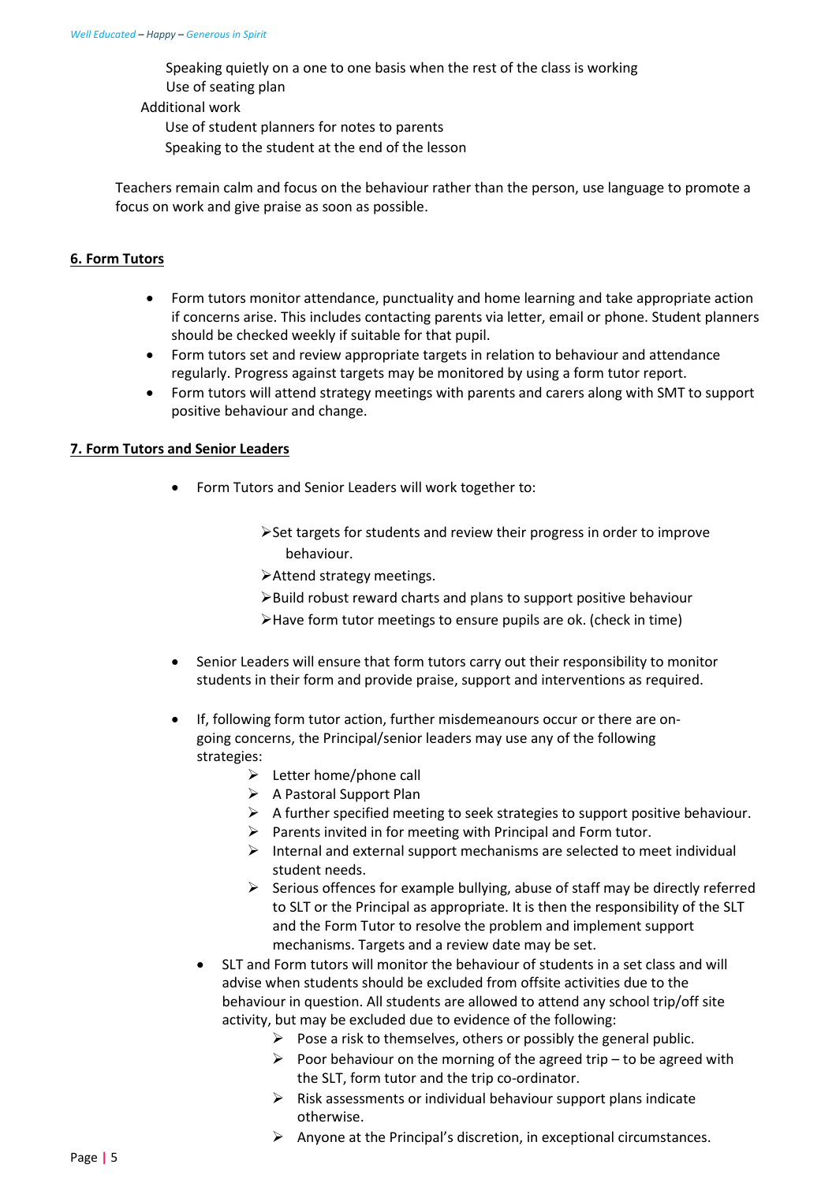- Speaking quietly on a one to one basis when the rest of the class is working
  - Use of seating plan
- Additional work
  - Use of student planners for notes to parents
  - Speaking to the student at the end of the lesson

Teachers remain calm and focus on the behaviour rather than the person, use language to promote a focus on work and give praise as soon as possible.

## 6. Form Tutors

- Form tutors monitor attendance, punctuality and home learning and take appropriate action if concerns arise. This includes contacting parents via letter, email or phone. Student planners should be checked weekly if suitable for that pupil.
- Form tutors set and review appropriate targets in relation to behaviour and attendance regularly. Progress against targets may be monitored by using a form tutor report.
- Form tutors will attend strategy meetings with parents and carers along with SMT to support positive behaviour and change.

## 7. Form Tutors and Senior Leaders

- Form Tutors and Senior Leaders will work together to:
  - Set targets for students and review their progress in order to improve behaviour.
  - Attend strategy meetings.
  - Build robust reward charts and plans to support positive behaviour
  - Have form tutor meetings to ensure pupils are ok. (check in time)

- Senior Leaders will ensure that form tutors carry out their responsibility to monitor students in their form and provide praise, support and interventions as required.

- If, following form tutor action, further misdemeanours occur or there are on-going concerns, the Principal/senior leaders may use any of the following strategies:
  - Letter home/phone call
  - A Pastoral Support Plan
  - A further specified meeting to seek strategies to support positive behaviour.
  - Parents invited in for meeting with Principal and Form tutor.
  - Internal and external support mechanisms are selected to meet individual student needs.
  - Serious offences for example bullying, abuse of staff may be directly referred to SLT or the Principal as appropriate. It is then the responsibility of the SLT and the Form Tutor to resolve the problem and implement support mechanisms. Targets and a review date may be set.
- SLT and Form tutors will monitor the behaviour of students in a set class and will advise when students should be excluded from offsite activities due to the behaviour in question. All students are allowed to attend any school trip/off site activity, but may be excluded due to evidence of the following:
  - Pose a risk to themselves, others or possibly the general public.
  - Poor behaviour on the morning of the agreed trip – to be agreed with the SLT, form tutor and the trip co-ordinator.
  - Risk assessments or individual behaviour support plans indicate otherwise.
  - Anyone at the Principal's discretion, in exceptional circumstances.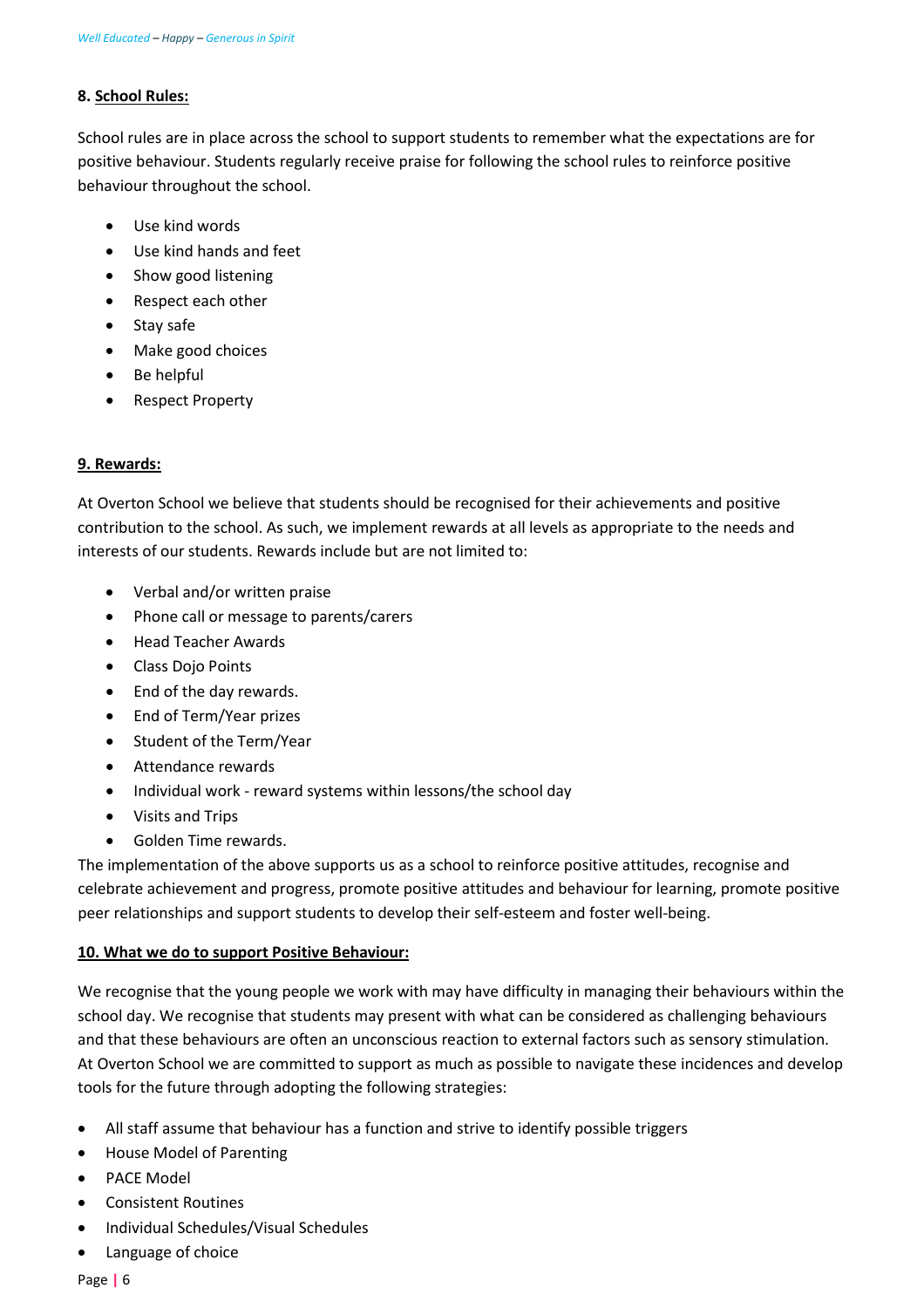## 8. School Rules:

School rules are in place across the school to support students to remember what the expectations are for positive behaviour. Students regularly receive praise for following the school rules to reinforce positive behaviour throughout the school.

- Use kind words
- Use kind hands and feet
- Show good listening
- Respect each other
- Stay safe
- Make good choices
- Be helpful
- Respect Property

## 9. Rewards:

At Overton School we believe that students should be recognised for their achievements and positive contribution to the school. As such, we implement rewards at all levels as appropriate to the needs and interests of our students. Rewards include but are not limited to:

- Verbal and/or written praise
- Phone call or message to parents/carers
- Head Teacher Awards
- Class Dojo Points
- End of the day rewards.
- End of Term/Year prizes
- Student of the Term/Year
- Attendance rewards
- Individual work - reward systems within lessons/the school day
- Visits and Trips
- Golden Time rewards.

The implementation of the above supports us as a school to reinforce positive attitudes, recognise and celebrate achievement and progress, promote positive attitudes and behaviour for learning, promote positive peer relationships and support students to develop their self-esteem and foster well-being.

## 10. What we do to support Positive Behaviour:

We recognise that the young people we work with may have difficulty in managing their behaviours within the school day. We recognise that students may present with what can be considered as challenging behaviours and that these behaviours are often an unconscious reaction to external factors such as sensory stimulation. At Overton School we are committed to support as much as possible to navigate these incidences and develop tools for the future through adopting the following strategies:

- All staff assume that behaviour has a function and strive to identify possible triggers
- House Model of Parenting
- PACE Model
- Consistent Routines
- Individual Schedules/Visual Schedules
- Language of choice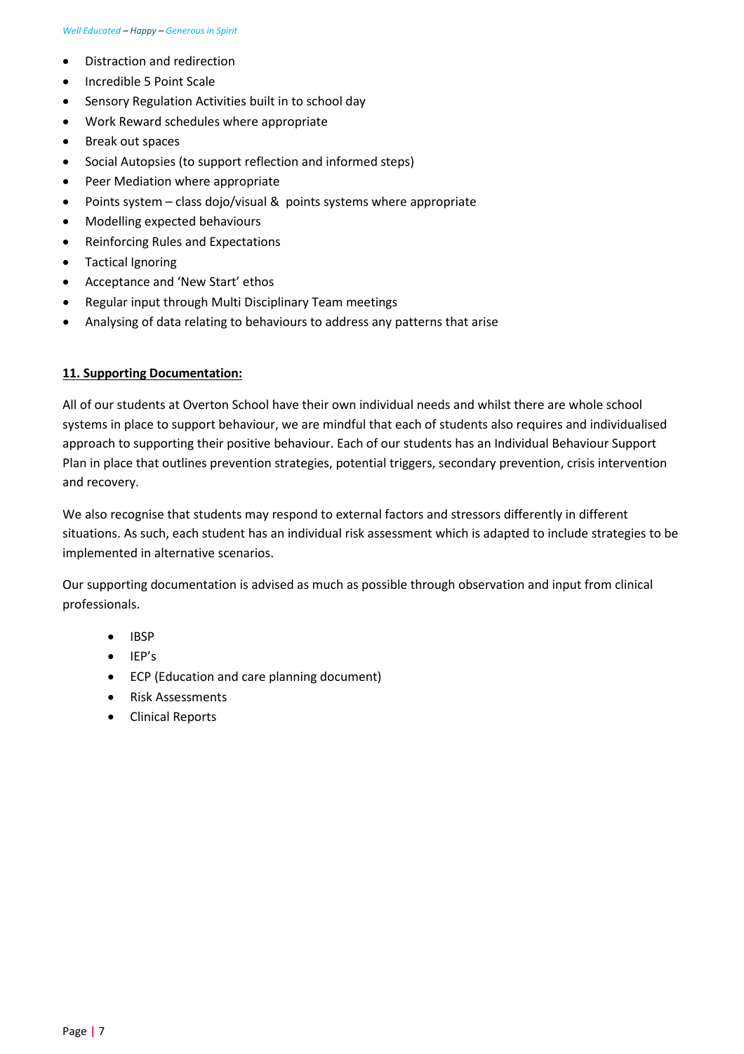- Distraction and redirection
- Incredible 5 Point Scale
- Sensory Regulation Activities built in to school day
- Work Reward schedules where appropriate
- Break out spaces
- Social Autopsies (to support reflection and informed steps)
- Peer Mediation where appropriate
- Points system – class dojo/visual & points systems where appropriate
- Modelling expected behaviours
- Reinforcing Rules and Expectations
- Tactical Ignoring
- Acceptance and 'New Start' ethos
- Regular input through Multi Disciplinary Team meetings
- Analysing of data relating to behaviours to address any patterns that arise

## 11. Supporting Documentation:

All of our students at Overton School have their own individual needs and whilst there are whole school systems in place to support behaviour, we are mindful that each of students also requires and individualised approach to supporting their positive behaviour. Each of our students has an Individual Behaviour Support Plan in place that outlines prevention strategies, potential triggers, secondary prevention, crisis intervention and recovery.

We also recognise that students may respond to external factors and stressors differently in different situations. As such, each student has an individual risk assessment which is adapted to include strategies to be implemented in alternative scenarios.

Our supporting documentation is advised as much as possible through observation and input from clinical professionals.

- IBSP
- IEP's
- ECP (Education and care planning document)
- Risk Assessments
- Clinical Reports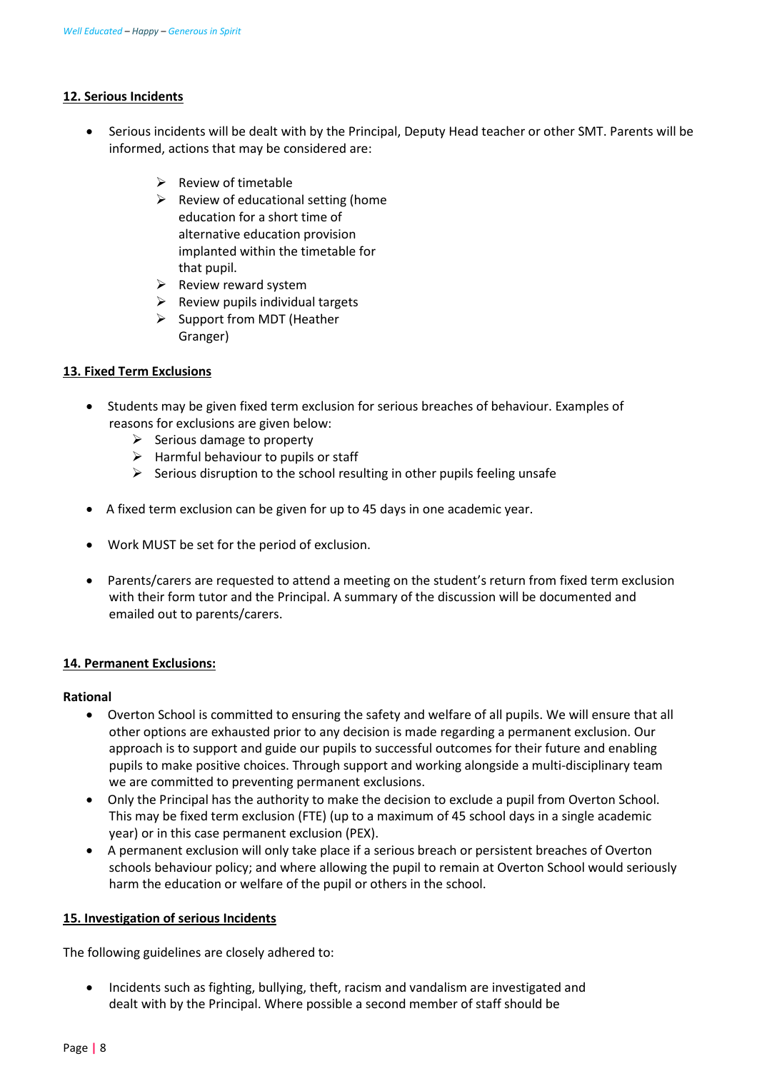## 12. Serious Incidents

- Serious incidents will be dealt with by the Principal, Deputy Head teacher or other SMT. Parents will be informed, actions that may be considered are:
    - Review of timetable
    - Review of educational setting (home education for a short time of alternative education provision implanted within the timetable for that pupil.
    - Review reward system
    - Review pupils individual targets
    - Support from MDT (Heather Granger)

## 13. Fixed Term Exclusions

- Students may be given fixed term exclusion for serious breaches of behaviour. Examples of reasons for exclusions are given below:
    - Serious damage to property
    - Harmful behaviour to pupils or staff
    - Serious disruption to the school resulting in other pupils feeling unsafe

- A fixed term exclusion can be given for up to 45 days in one academic year.

- Work MUST be set for the period of exclusion.

- Parents/carers are requested to attend a meeting on the student's return from fixed term exclusion with their form tutor and the Principal. A summary of the discussion will be documented and emailed out to parents/carers.

## 14. Permanent Exclusions:

**Rational**

- Overton School is committed to ensuring the safety and welfare of all pupils. We will ensure that all other options are exhausted prior to any decision is made regarding a permanent exclusion. Our approach is to support and guide our pupils to successful outcomes for their future and enabling pupils to make positive choices. Through support and working alongside a multi-disciplinary team we are committed to preventing permanent exclusions.
- Only the Principal has the authority to make the decision to exclude a pupil from Overton School. This may be fixed term exclusion (FTE) (up to a maximum of 45 school days in a single academic year) or in this case permanent exclusion (PEX).
- A permanent exclusion will only take place if a serious breach or persistent breaches of Overton schools behaviour policy; and where allowing the pupil to remain at Overton School would seriously harm the education or welfare of the pupil or others in the school.

## 15. Investigation of serious Incidents

The following guidelines are closely adhered to:

- Incidents such as fighting, bullying, theft, racism and vandalism are investigated and dealt with by the Principal. Where possible a second member of staff should be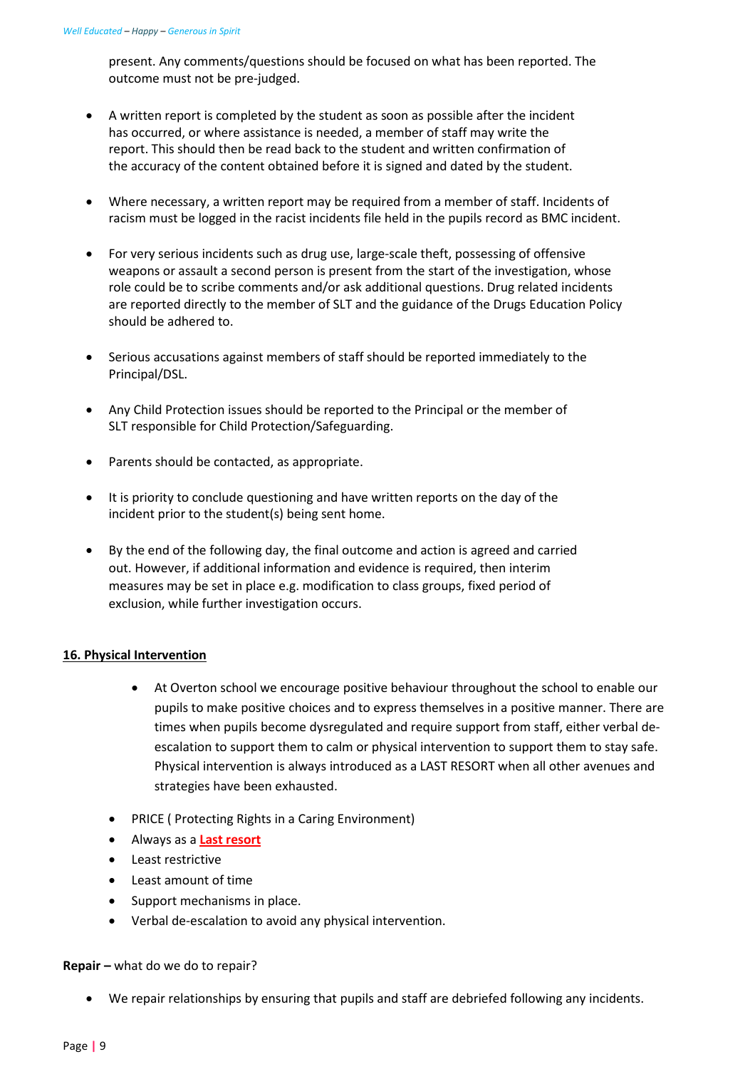present. Any comments/questions should be focused on what has been reported. The outcome must not be pre-judged.

- A written report is completed by the student as soon as possible after the incident has occurred, or where assistance is needed, a member of staff may write the report. This should then be read back to the student and written confirmation of the accuracy of the content obtained before it is signed and dated by the student.

- Where necessary, a written report may be required from a member of staff. Incidents of racism must be logged in the racist incidents file held in the pupils record as BMC incident.

- For very serious incidents such as drug use, large-scale theft, possessing of offensive weapons or assault a second person is present from the start of the investigation, whose role could be to scribe comments and/or ask additional questions. Drug related incidents are reported directly to the member of SLT and the guidance of the Drugs Education Policy should be adhered to.

- Serious accusations against members of staff should be reported immediately to the Principal/DSL.

- Any Child Protection issues should be reported to the Principal or the member of SLT responsible for Child Protection/Safeguarding.

- Parents should be contacted, as appropriate.

- It is priority to conclude questioning and have written reports on the day of the incident prior to the student(s) being sent home.

- By the end of the following day, the final outcome and action is agreed and carried out. However, if additional information and evidence is required, then interim measures may be set in place e.g. modification to class groups, fixed period of exclusion, while further investigation occurs.

## 16. Physical Intervention

- At Overton school we encourage positive behaviour throughout the school to enable our pupils to make positive choices and to express themselves in a positive manner. There are times when pupils become dysregulated and require support from staff, either verbal de-escalation to support them to calm or physical intervention to support them to stay safe. Physical intervention is always introduced as a LAST RESORT when all other avenues and strategies have been exhausted.

- PRICE ( Protecting Rights in a Caring Environment)
- Always as a **Last resort**
- Least restrictive
- Least amount of time
- Support mechanisms in place.
- Verbal de-escalation to avoid any physical intervention.

**Repair –** what do we do to repair?

- We repair relationships by ensuring that pupils and staff are debriefed following any incidents.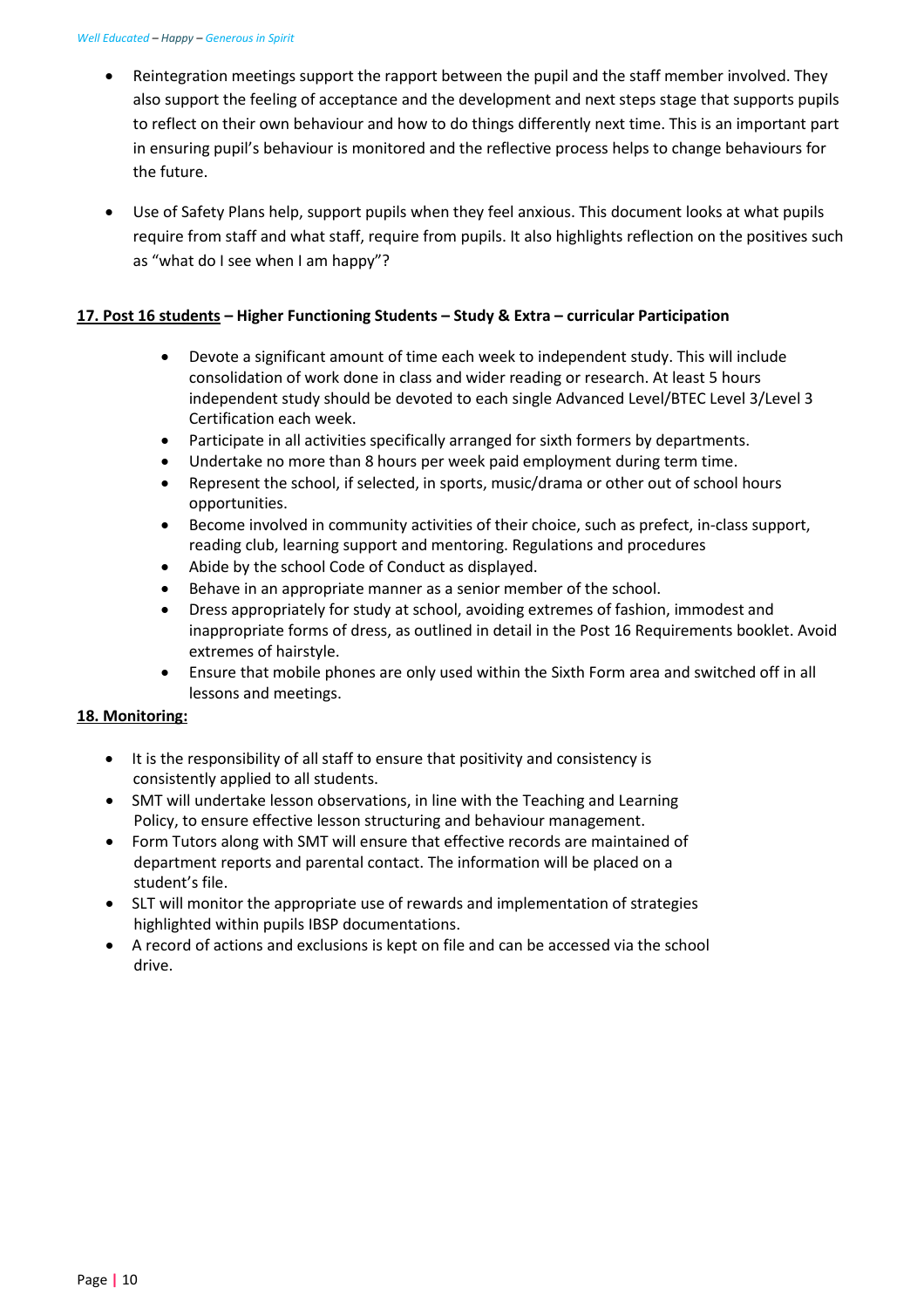- Reintegration meetings support the rapport between the pupil and the staff member involved. They also support the feeling of acceptance and the development and next steps stage that supports pupils to reflect on their own behaviour and how to do things differently next time. This is an important part in ensuring pupil's behaviour is monitored and the reflective process helps to change behaviours for the future.

- Use of Safety Plans help, support pupils when they feel anxious. This document looks at what pupils require from staff and what staff, require from pupils. It also highlights reflection on the positives such as "what do I see when I am happy"?

## 17. Post 16 students – Higher Functioning Students – Study & Extra – curricular Participation

- Devote a significant amount of time each week to independent study. This will include consolidation of work done in class and wider reading or research. At least 5 hours independent study should be devoted to each single Advanced Level/BTEC Level 3/Level 3 Certification each week.
- Participate in all activities specifically arranged for sixth formers by departments.
- Undertake no more than 8 hours per week paid employment during term time.
- Represent the school, if selected, in sports, music/drama or other out of school hours opportunities.
- Become involved in community activities of their choice, such as prefect, in-class support, reading club, learning support and mentoring. Regulations and procedures
- Abide by the school Code of Conduct as displayed.
- Behave in an appropriate manner as a senior member of the school.
- Dress appropriately for study at school, avoiding extremes of fashion, immodest and inappropriate forms of dress, as outlined in detail in the Post 16 Requirements booklet. Avoid extremes of hairstyle.
- Ensure that mobile phones are only used within the Sixth Form area and switched off in all lessons and meetings.

## 18. Monitoring:

- It is the responsibility of all staff to ensure that positivity and consistency is consistently applied to all students.
- SMT will undertake lesson observations, in line with the Teaching and Learning Policy, to ensure effective lesson structuring and behaviour management.
- Form Tutors along with SMT will ensure that effective records are maintained of department reports and parental contact. The information will be placed on a student's file.
- SLT will monitor the appropriate use of rewards and implementation of strategies highlighted within pupils IBSP documentations.
- A record of actions and exclusions is kept on file and can be accessed via the school drive.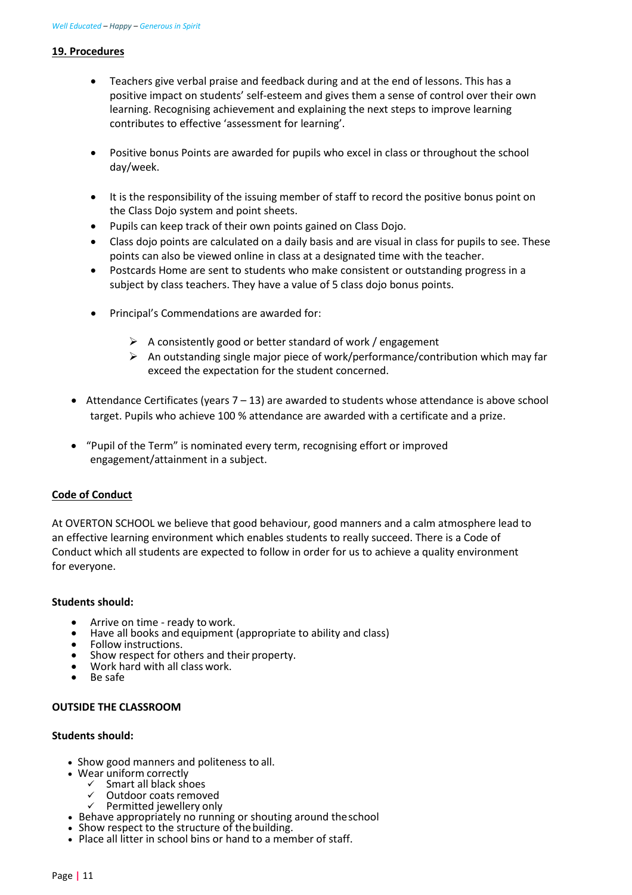## 19. Procedures

- Teachers give verbal praise and feedback during and at the end of lessons. This has a positive impact on students' self-esteem and gives them a sense of control over their own learning. Recognising achievement and explaining the next steps to improve learning contributes to effective 'assessment for learning'.
- Positive bonus Points are awarded for pupils who excel in class or throughout the school day/week.
- It is the responsibility of the issuing member of staff to record the positive bonus point on the Class Dojo system and point sheets.
- Pupils can keep track of their own points gained on Class Dojo.
- Class dojo points are calculated on a daily basis and are visual in class for pupils to see. These points can also be viewed online in class at a designated time with the teacher.
- Postcards Home are sent to students who make consistent or outstanding progress in a subject by class teachers. They have a value of 5 class dojo bonus points.
- Principal's Commendations are awarded for:
  - A consistently good or better standard of work / engagement
  - An outstanding single major piece of work/performance/contribution which may far exceed the expectation for the student concerned.
- Attendance Certificates (years 7 – 13) are awarded to students whose attendance is above school target. Pupils who achieve 100 % attendance are awarded with a certificate and a prize.
- "Pupil of the Term" is nominated every term, recognising effort or improved engagement/attainment in a subject.

## Code of Conduct

At OVERTON SCHOOL we believe that good behaviour, good manners and a calm atmosphere lead to an effective learning environment which enables students to really succeed. There is a Code of Conduct which all students are expected to follow in order for us to achieve a quality environment for everyone.

**Students should:**

- Arrive on time - ready to work.
- Have all books and equipment (appropriate to ability and class)
- Follow instructions.
- Show respect for others and their property.
- Work hard with all class work.
- Be safe

**OUTSIDE THE CLASSROOM**

**Students should:**

- Show good manners and politeness to all.
- Wear uniform correctly
  - ✓ Smart all black shoes
  - ✓ Outdoor coats removed
  - ✓ Permitted jewellery only
- Behave appropriately no running or shouting around the school
- Show respect to the structure of the building.
- Place all litter in school bins or hand to a member of staff.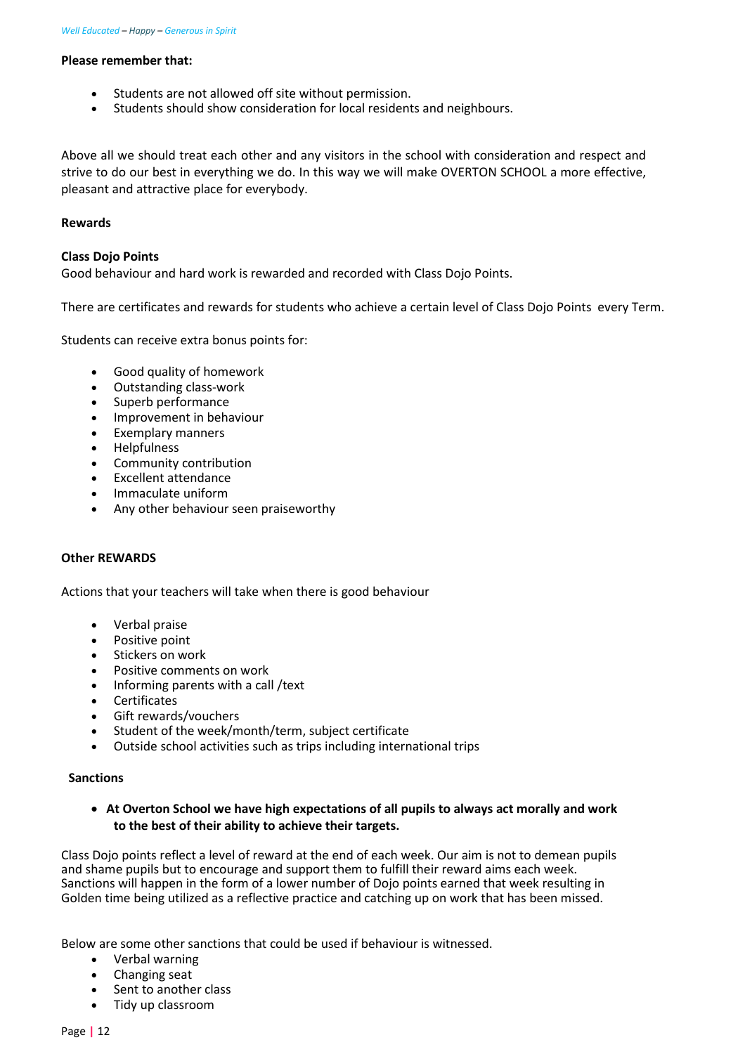**Please remember that:**

- Students are not allowed off site without permission.
- Students should show consideration for local residents and neighbours.

Above all we should treat each other and any visitors in the school with consideration and respect and strive to do our best in everything we do. In this way we will make OVERTON SCHOOL a more effective, pleasant and attractive place for everybody.

## Rewards

### Class Dojo Points

Good behaviour and hard work is rewarded and recorded with Class Dojo Points.

There are certificates and rewards for students who achieve a certain level of Class Dojo Points every Term.

Students can receive extra bonus points for:

- Good quality of homework
- Outstanding class-work
- Superb performance
- Improvement in behaviour
- Exemplary manners
- Helpfulness
- Community contribution
- Excellent attendance
- Immaculate uniform
- Any other behaviour seen praiseworthy

### Other REWARDS

Actions that your teachers will take when there is good behaviour

- Verbal praise
- Positive point
- Stickers on work
- Positive comments on work
- Informing parents with a call /text
- Certificates
- Gift rewards/vouchers
- Student of the week/month/term, subject certificate
- Outside school activities such as trips including international trips

## Sanctions

- **At Overton School we have high expectations of all pupils to always act morally and work to the best of their ability to achieve their targets.**

Class Dojo points reflect a level of reward at the end of each week. Our aim is not to demean pupils and shame pupils but to encourage and support them to fulfill their reward aims each week. Sanctions will happen in the form of a lower number of Dojo points earned that week resulting in Golden time being utilized as a reflective practice and catching up on work that has been missed.

Below are some other sanctions that could be used if behaviour is witnessed.

- Verbal warning
- Changing seat
- Sent to another class
- Tidy up classroom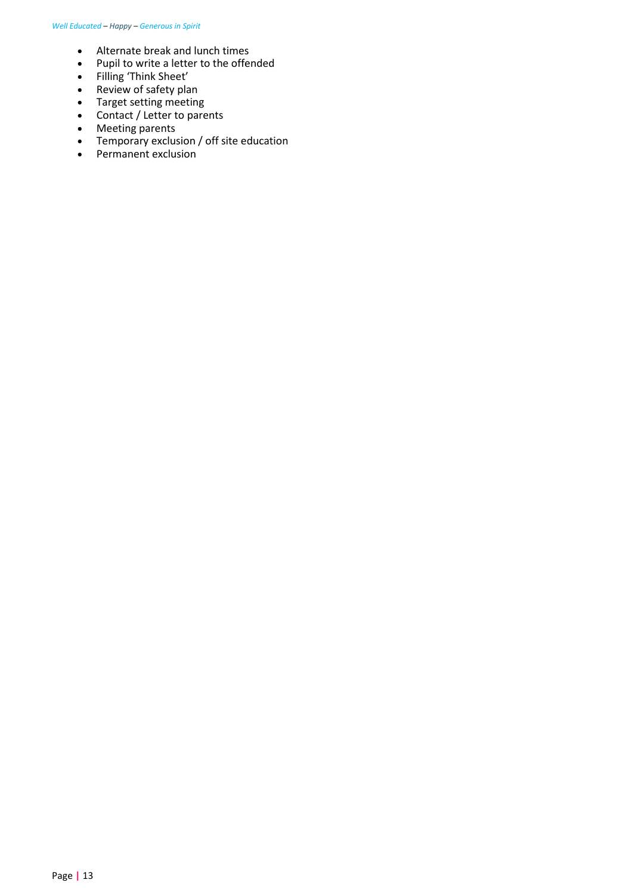- Alternate break and lunch times
- Pupil to write a letter to the offended
- Filling 'Think Sheet'
- Review of safety plan
- Target setting meeting
- Contact / Letter to parents
- Meeting parents
- Temporary exclusion / off site education
- Permanent exclusion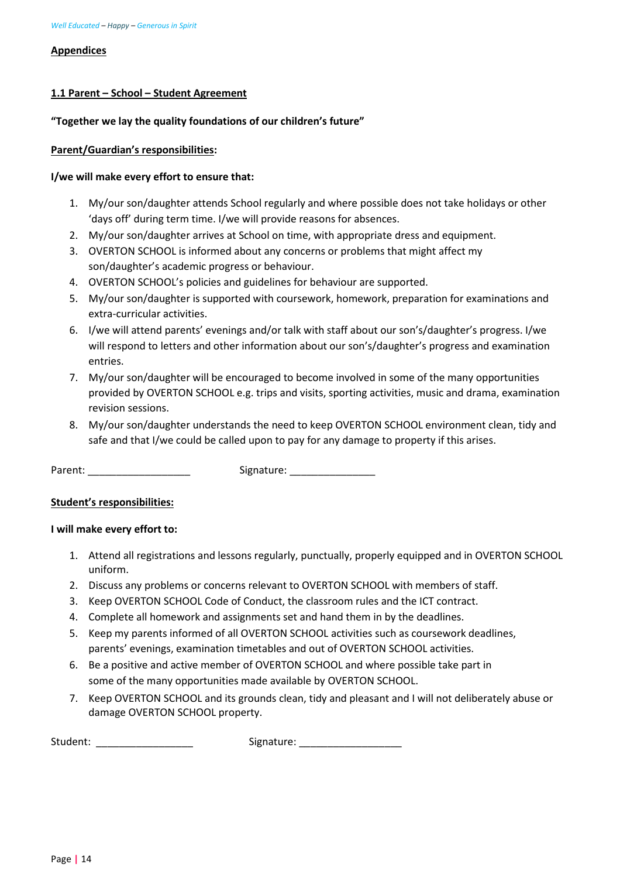## Appendices

### 1.1 Parent – School – Student Agreement

**"Together we lay the quality foundations of our children's future"**

**Parent/Guardian's responsibilities:**

**I/we will make every effort to ensure that:**

1. My/our son/daughter attends School regularly and where possible does not take holidays or other 'days off' during term time. I/we will provide reasons for absences.
2. My/our son/daughter arrives at School on time, with appropriate dress and equipment.
3. OVERTON SCHOOL is informed about any concerns or problems that might affect my son/daughter's academic progress or behaviour.
4. OVERTON SCHOOL's policies and guidelines for behaviour are supported.
5. My/our son/daughter is supported with coursework, homework, preparation for examinations and extra-curricular activities.
6. I/we will attend parents' evenings and/or talk with staff about our son's/daughter's progress. I/we will respond to letters and other information about our son's/daughter's progress and examination entries.
7. My/our son/daughter will be encouraged to become involved in some of the many opportunities provided by OVERTON SCHOOL e.g. trips and visits, sporting activities, music and drama, examination revision sessions.
8. My/our son/daughter understands the need to keep OVERTON SCHOOL environment clean, tidy and safe and that I/we could be called upon to pay for any damage to property if this arises.

Parent: __________________ Signature: _______________

**Student's responsibilities:**

**I will make every effort to:**

1. Attend all registrations and lessons regularly, punctually, properly equipped and in OVERTON SCHOOL uniform.
2. Discuss any problems or concerns relevant to OVERTON SCHOOL with members of staff.
3. Keep OVERTON SCHOOL Code of Conduct, the classroom rules and the ICT contract.
4. Complete all homework and assignments set and hand them in by the deadlines.
5. Keep my parents informed of all OVERTON SCHOOL activities such as coursework deadlines, parents' evenings, examination timetables and out of OVERTON SCHOOL activities.
6. Be a positive and active member of OVERTON SCHOOL and where possible take part in some of the many opportunities made available by OVERTON SCHOOL.
7. Keep OVERTON SCHOOL and its grounds clean, tidy and pleasant and I will not deliberately abuse or damage OVERTON SCHOOL property.

Student: _________________ Signature: __________________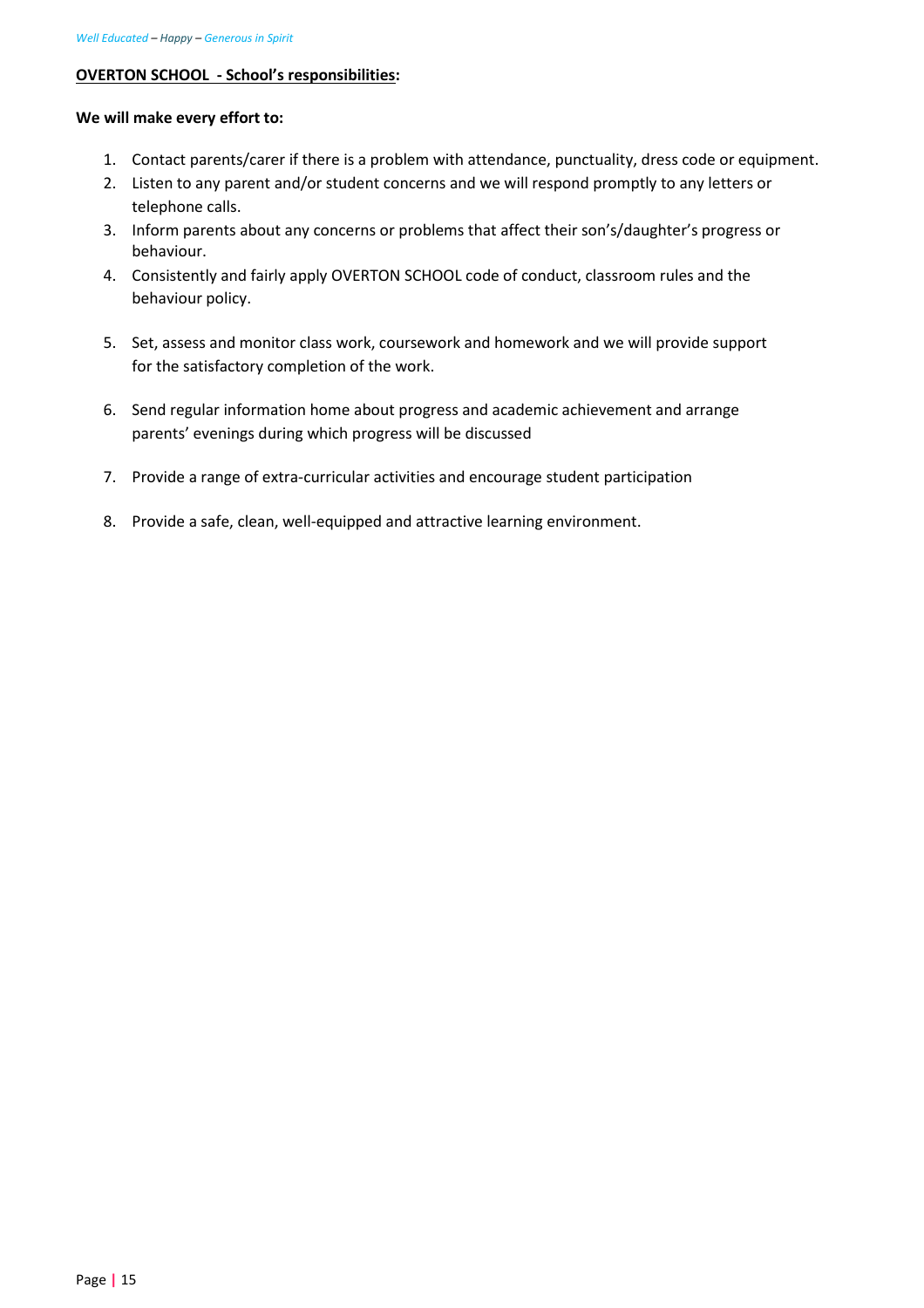**<u>OVERTON SCHOOL - School's responsibilities</u>:**

**We will make every effort to:**

1. Contact parents/carer if there is a problem with attendance, punctuality, dress code or equipment.
2. Listen to any parent and/or student concerns and we will respond promptly to any letters or telephone calls.
3. Inform parents about any concerns or problems that affect their son's/daughter's progress or behaviour.
4. Consistently and fairly apply OVERTON SCHOOL code of conduct, classroom rules and the behaviour policy.
5. Set, assess and monitor class work, coursework and homework and we will provide support for the satisfactory completion of the work.
6. Send regular information home about progress and academic achievement and arrange parents' evenings during which progress will be discussed
7. Provide a range of extra-curricular activities and encourage student participation
8. Provide a safe, clean, well-equipped and attractive learning environment.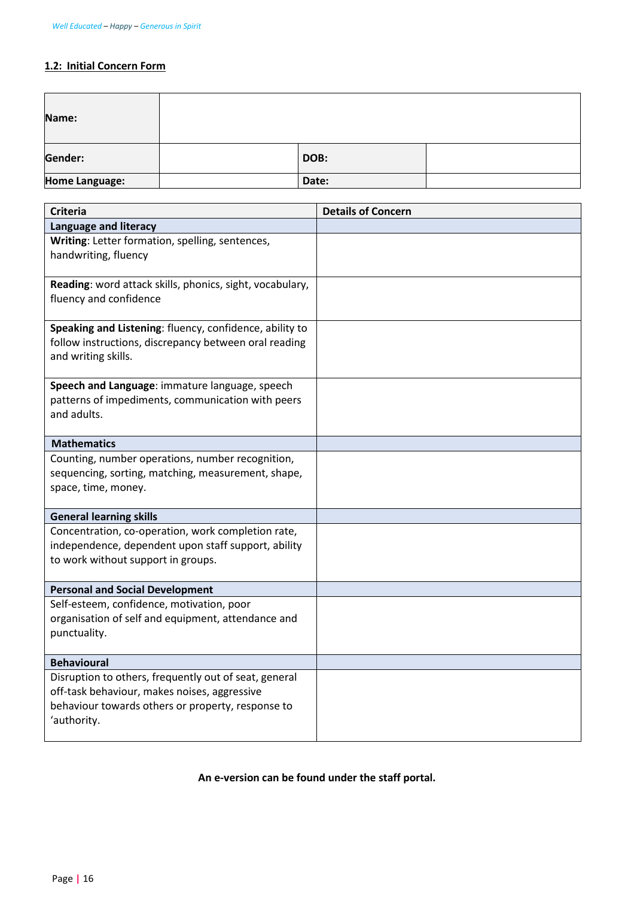## 1.2: Initial Concern Form

| **Name:** | | | |
|---|---|---|---|
| **Gender:** | | **DOB:** | |
| **Home Language:** | | **Date:** | |

| **Criteria** | **Details of Concern** |
|---|---|
| **Language and literacy** | |
| **Writing**: Letter formation, spelling, sentences, handwriting, fluency | |
| **Reading**: word attack skills, phonics, sight, vocabulary, fluency and confidence | |
| **Speaking and Listening**: fluency, confidence, ability to follow instructions, discrepancy between oral reading and writing skills. | |
| **Speech and Language**: immature language, speech patterns of impediments, communication with peers and adults. | |
| **Mathematics** | |
| Counting, number operations, number recognition, sequencing, sorting, matching, measurement, shape, space, time, money. | |
| **General learning skills** | |
| Concentration, co-operation, work completion rate, independence, dependent upon staff support, ability to work without support in groups. | |
| **Personal and Social Development** | |
| Self-esteem, confidence, motivation, poor organisation of self and equipment, attendance and punctuality. | |
| **Behavioural** | |
| Disruption to others, frequently out of seat, general off-task behaviour, makes noises, aggressive behaviour towards others or property, response to 'authority. | |

**An e-version can be found under the staff portal.**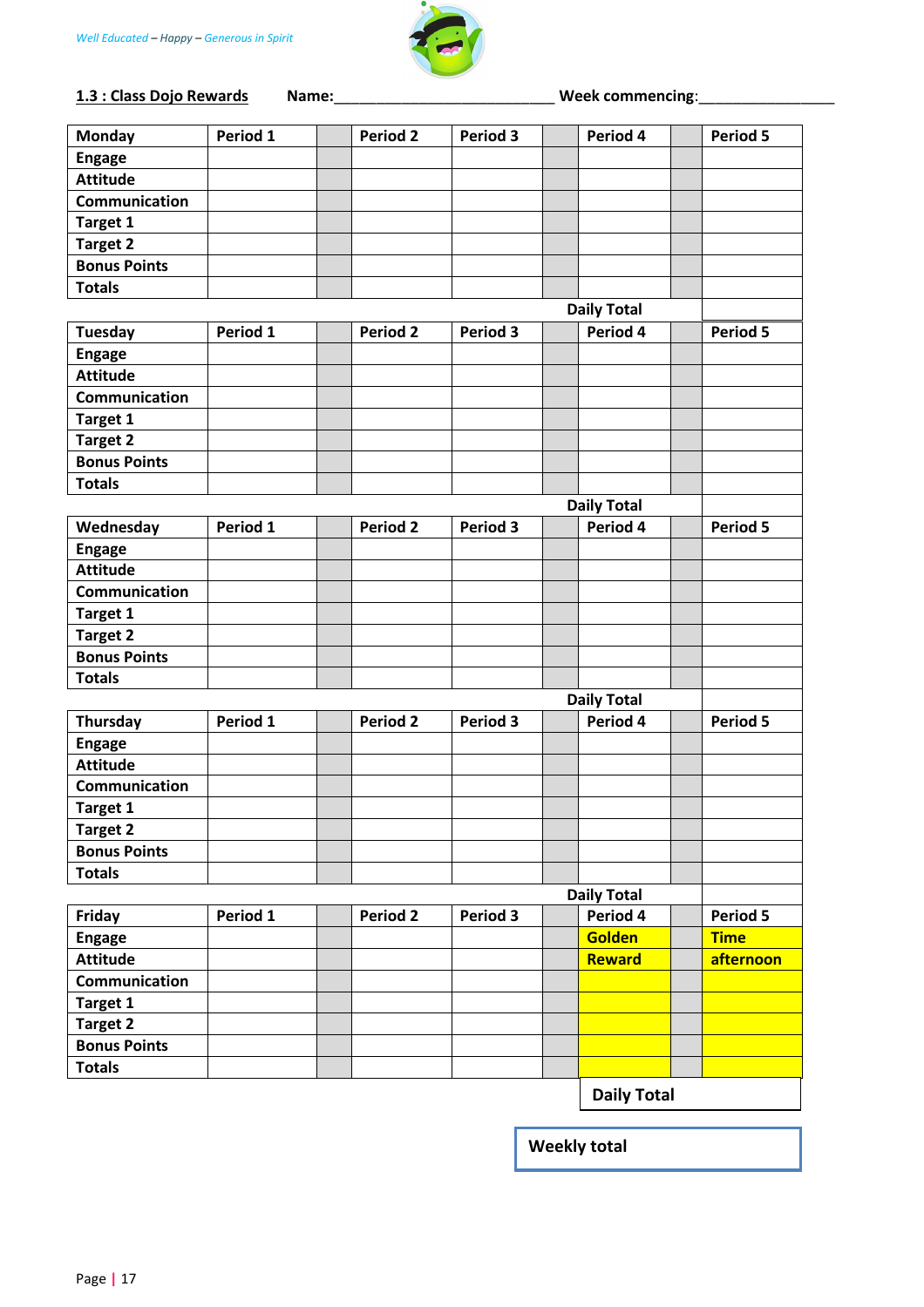*Well Educated – Happy – Generous in Spirit*

**1.3 : Class Dojo Rewards** **Name:**\_\_\_\_\_\_\_\_\_\_\_\_\_\_\_\_\_\_\_\_\_\_\_\_\_\_ **Week commencing**:\_\_\_\_\_\_\_\_\_\_\_\_\_\_\_\_

| Monday | Period 1 | | Period 2 | Period 3 | | Period 4 | | Period 5 |
|---|---|---|---|---|---|---|---|---|
| Engage | | | | | | | | |
| Attitude | | | | | | | | |
| Communication | | | | | | | | |
| Target 1 | | | | | | | | |
| Target 2 | | | | | | | | |
| Bonus Points | | | | | | | | |
| Totals | | | | | | | | |
| | | | | | | Daily Total | | |

| Tuesday | Period 1 | | Period 2 | Period 3 | | Period 4 | | Period 5 |
|---|---|---|---|---|---|---|---|---|
| Engage | | | | | | | | |
| Attitude | | | | | | | | |
| Communication | | | | | | | | |
| Target 1 | | | | | | | | |
| Target 2 | | | | | | | | |
| Bonus Points | | | | | | | | |
| Totals | | | | | | | | |
| | | | | | | Daily Total | | |

| Wednesday | Period 1 | | Period 2 | Period 3 | | Period 4 | | Period 5 |
|---|---|---|---|---|---|---|---|---|
| Engage | | | | | | | | |
| Attitude | | | | | | | | |
| Communication | | | | | | | | |
| Target 1 | | | | | | | | |
| Target 2 | | | | | | | | |
| Bonus Points | | | | | | | | |
| Totals | | | | | | | | |
| | | | | | | Daily Total | | |

| Thursday | Period 1 | | Period 2 | Period 3 | | Period 4 | | Period 5 |
|---|---|---|---|---|---|---|---|---|
| Engage | | | | | | | | |
| Attitude | | | | | | | | |
| Communication | | | | | | | | |
| Target 1 | | | | | | | | |
| Target 2 | | | | | | | | |
| Bonus Points | | | | | | | | |
| Totals | | | | | | | | |
| | | | | | | Daily Total | | |

| Friday | Period 1 | | Period 2 | Period 3 | | Period 4 | | Period 5 |
|---|---|---|---|---|---|---|---|---|
| Engage | | | | | | Golden | | Time |
| Attitude | | | | | | Reward | | afternoon |
| Communication | | | | | | | | |
| Target 1 | | | | | | | | |
| Target 2 | | | | | | | | |
| Bonus Points | | | | | | | | |
| Totals | | | | | | | | |

**Daily Total**

**Weekly total**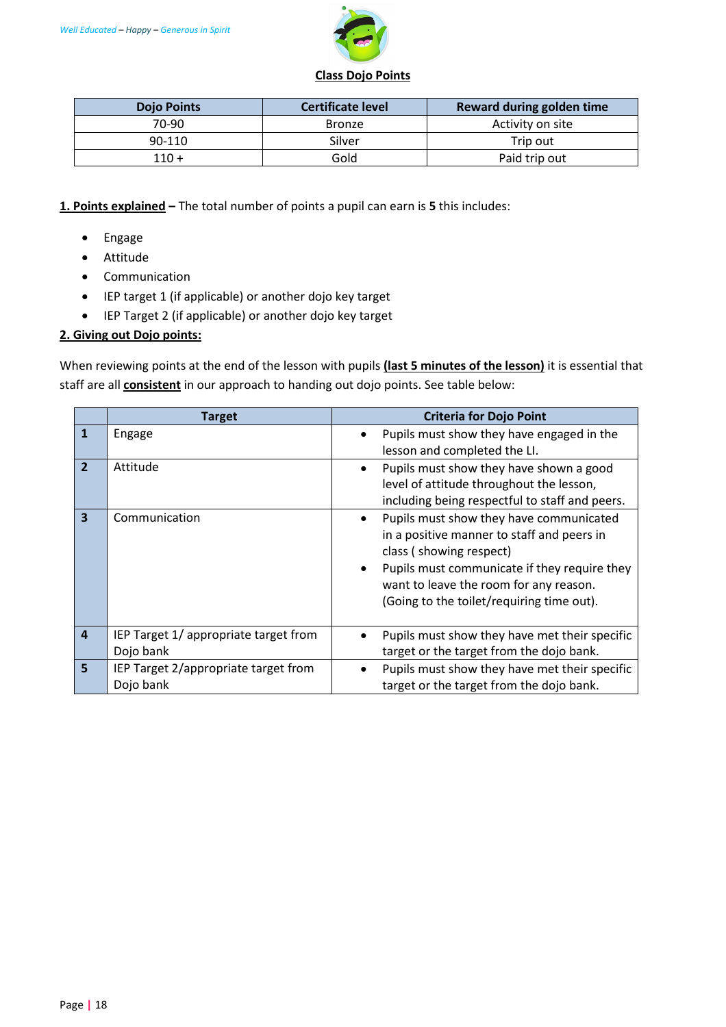## Class Dojo Points

| Dojo Points | Certificate level | Reward during golden time |
|---|---|---|
| 70-90 | Bronze | Activity on site |
| 90-110 | Silver | Trip out |
| 110 + | Gold | Paid trip out |

**1. Points explained –** The total number of points a pupil can earn is **5** this includes:

- Engage
- Attitude
- Communication
- IEP target 1 (if applicable) or another dojo key target
- IEP Target 2 (if applicable) or another dojo key target

**2. Giving out Dojo points:**

When reviewing points at the end of the lesson with pupils **(last 5 minutes of the lesson)** it is essential that staff are all **consistent** in our approach to handing out dojo points. See table below:

| | Target | Criteria for Dojo Point |
|---|---|---|
| **1** | Engage | • Pupils must show they have engaged in the lesson and completed the LI. |
| **2** | Attitude | • Pupils must show they have shown a good level of attitude throughout the lesson, including being respectful to staff and peers. |
| **3** | Communication | • Pupils must show they have communicated in a positive manner to staff and peers in class ( showing respect)<br>• Pupils must communicate if they require they want to leave the room for any reason. (Going to the toilet/requiring time out). |
| **4** | IEP Target 1/ appropriate target from Dojo bank | • Pupils must show they have met their specific target or the target from the dojo bank. |
| **5** | IEP Target 2/appropriate target from Dojo bank | • Pupils must show they have met their specific target or the target from the dojo bank. |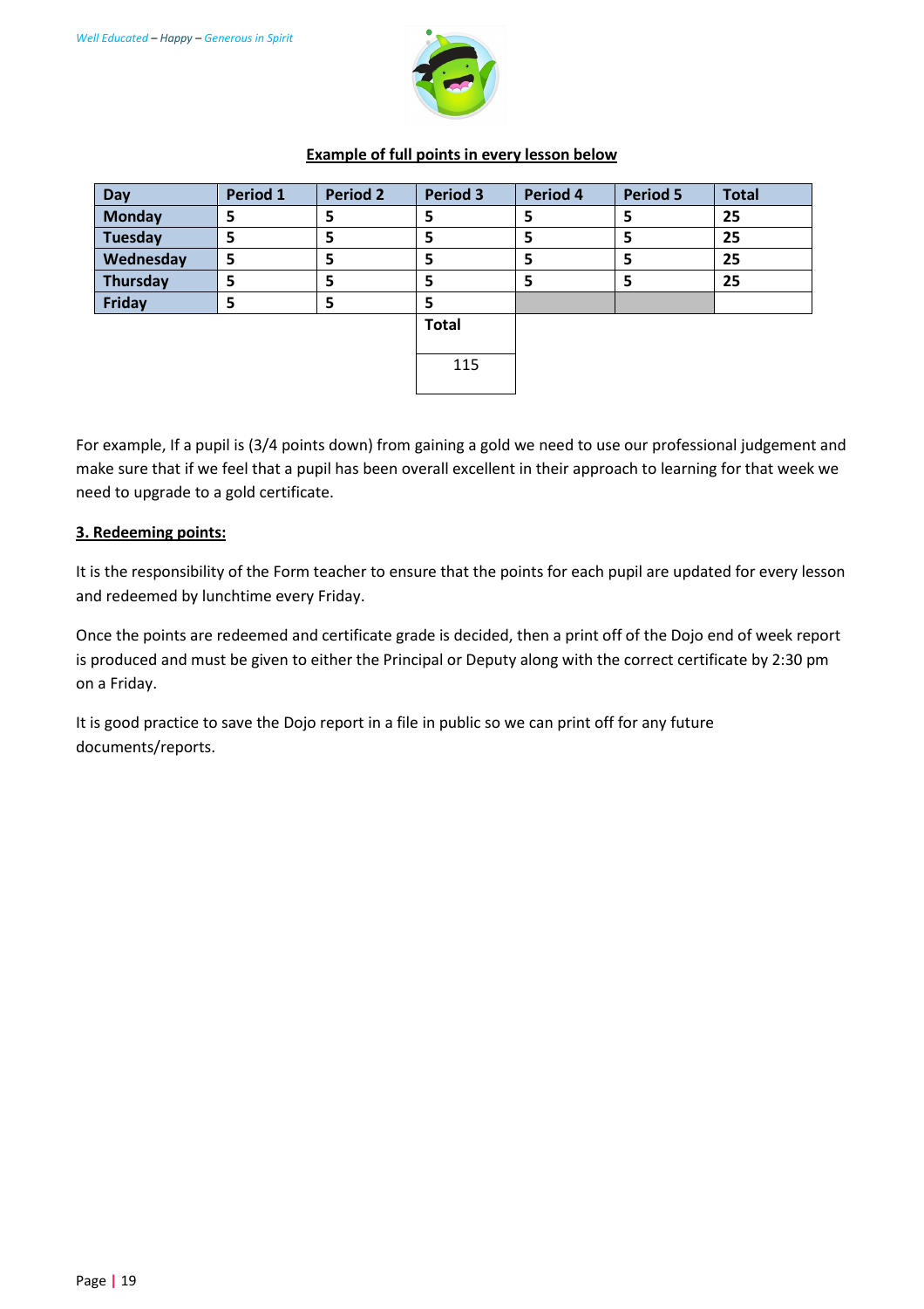**Example of full points in every lesson below**

| Day | Period 1 | Period 2 | Period 3 | Period 4 | Period 5 | Total |
|---|---|---|---|---|---|---|
| Monday | 5 | 5 | 5 | 5 | 5 | 25 |
| Tuesday | 5 | 5 | 5 | 5 | 5 | 25 |
| Wednesday | 5 | 5 | 5 | 5 | 5 | 25 |
| Thursday | 5 | 5 | 5 | 5 | 5 | 25 |
| Friday | 5 | 5 | 5 | | | |
| | | | **Total** | | | |
| | | | 115 | | | |

For example, If a pupil is (3/4 points down) from gaining a gold we need to use our professional judgement and make sure that if we feel that a pupil has been overall excellent in their approach to learning for that week we need to upgrade to a gold certificate.

## 3. Redeeming points:

It is the responsibility of the Form teacher to ensure that the points for each pupil are updated for every lesson and redeemed by lunchtime every Friday.

Once the points are redeemed and certificate grade is decided, then a print off of the Dojo end of week report is produced and must be given to either the Principal or Deputy along with the correct certificate by 2:30 pm on a Friday.

It is good practice to save the Dojo report in a file in public so we can print off for any future documents/reports.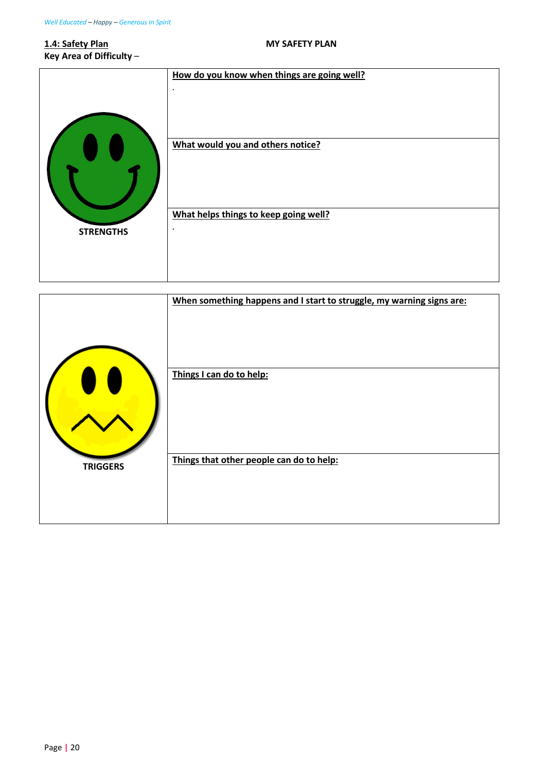**1.4: Safety Plan**

**Key Area of Difficulty –**

**MY SAFETY PLAN**

| | |
|---|---|
| **STRENGTHS** | **How do you know when things are going well?**<br><br>. |
| | **What would you and others notice?** |
| | **What helps things to keep going well?**<br><br>. |

| | |
|---|---|
| **TRIGGERS** | **When something happens and I start to struggle, my warning signs are:** |
| | **Things I can do to help:** |
| | **Things that other people can do to help:** |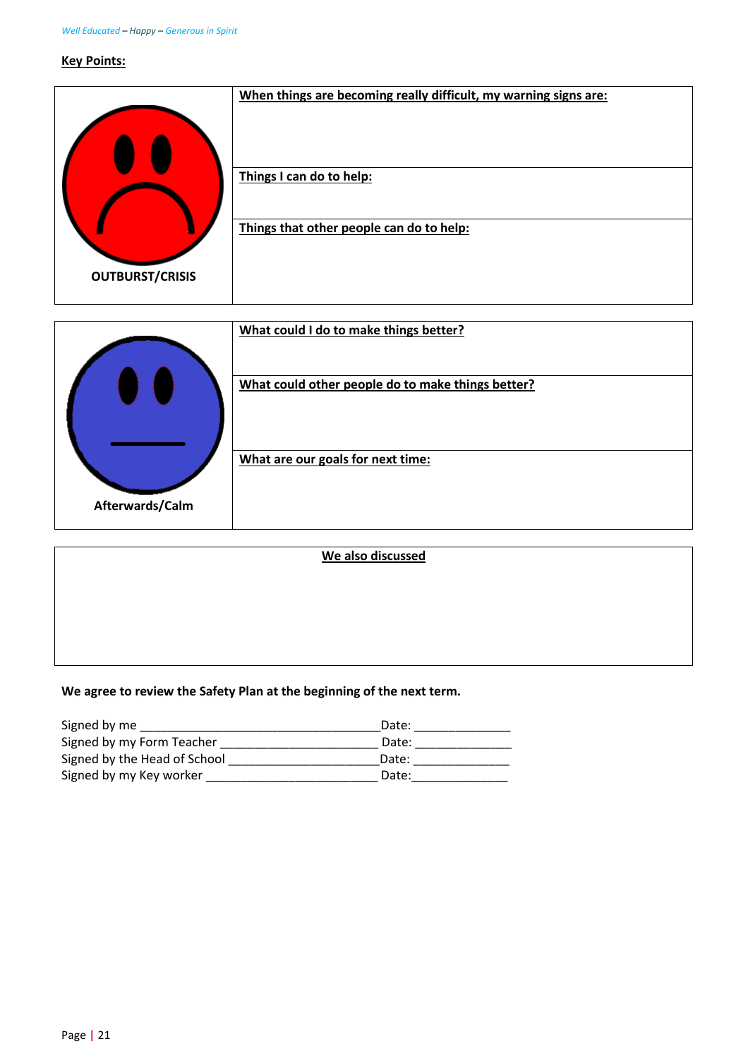**Key Points:**

| OUTBURST/CRISIS | **When things are becoming really difficult, my warning signs are:** |
|---|---|
| | **Things I can do to help:** |
| | **Things that other people can do to help:** |

| Afterwards/Calm | **What could I do to make things better?** |
|---|---|
| | **What could other people do to make things better?** |
| | **What are our goals for next time:** |

| **We also discussed** |
|---|
| |

**We agree to review the Safety Plan at the beginning of the next term.**

Signed by me ____________________________________Date: ______________

Signed by my Form Teacher _______________________ Date: ______________

Signed by the Head of School ______________________Date: ______________

Signed by my Key worker _________________________ Date:______________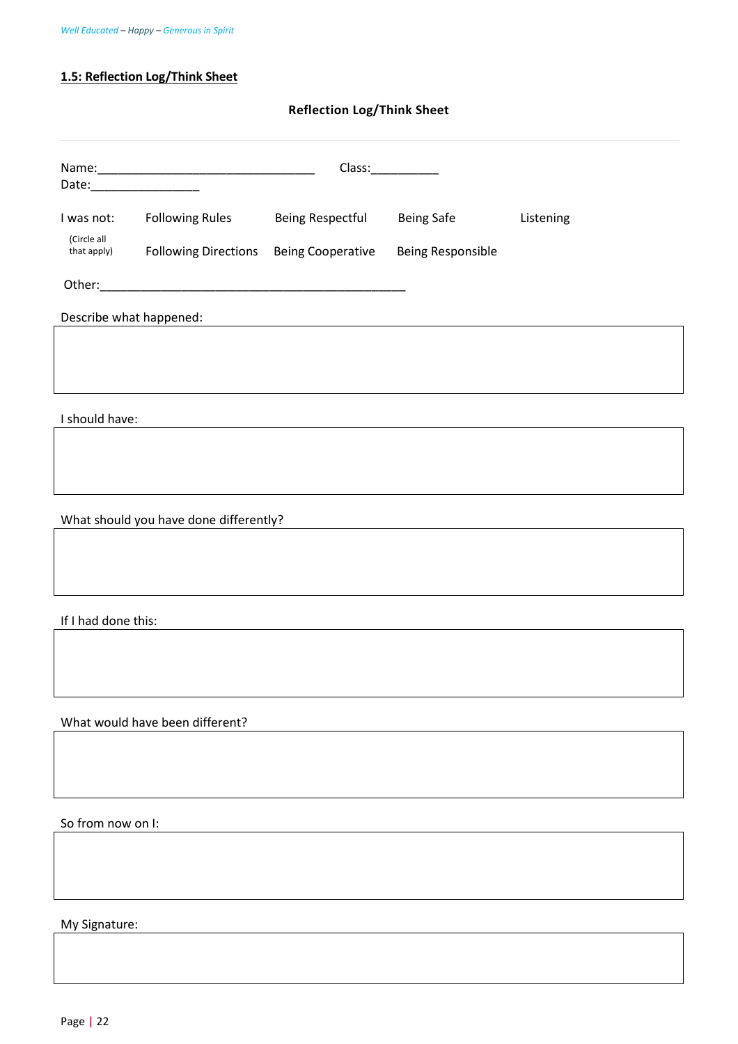## 1.5: Reflection Log/Think Sheet

### Reflection Log/Think Sheet

Name:________________________________ Class:__________

Date:________________

I was not: (Circle all that apply)

| | | | |
|---|---|---|---|
| Following Rules | Being Respectful | Being Safe | Listening |
| Following Directions | Being Cooperative | Being Responsible | |

Other:______________________________________________

Describe what happened:

I should have:

What should you have done differently?

If I had done this:

What would have been different?

So from now on I:

My Signature: